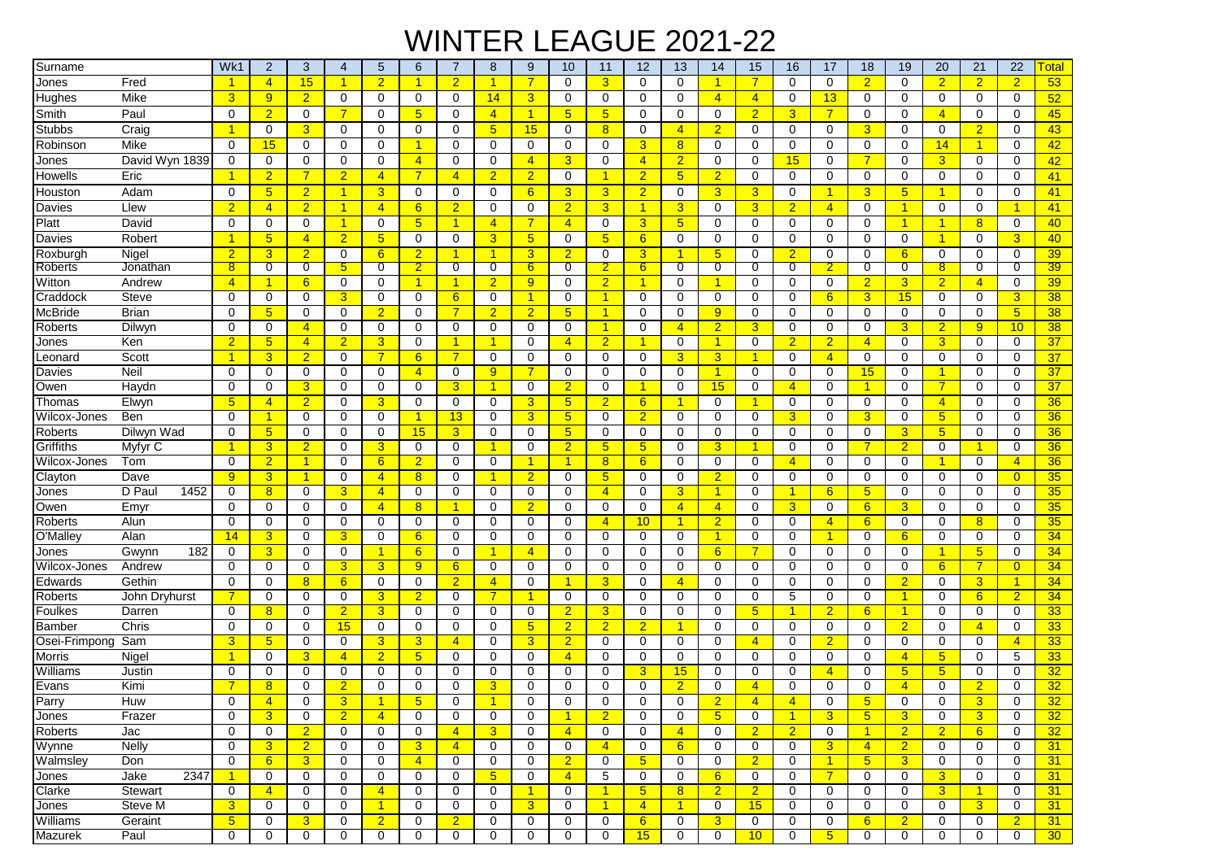# WINTER LEAGUE 2021-22

| Surname | | Wk1 | 2 | 3 | 4 | 5 | 6 | 7 | 8 | 9 | 10 | 11 | 12 | 13 | 14 | 15 | 16 | 17 | 18 | 19 | 20 | 21 | 22 | Total |
|---|---|---|---|---|---|---|---|---|---|---|---|---|---|---|---|---|---|---|---|---|---|---|---|---|
| Jones | Fred | 1 | 4 | 15 | 1 | 2 | 1 | 2 | 1 | 7 | 0 | 3 | 0 | 0 | 1 | 7 | 0 | 0 | 2 | 0 | 2 | 2 | 2 | 53 |
| Hughes | Mike | 3 | 9 | 2 | 0 | 0 | 0 | 0 | 14 | 3 | 0 | 0 | 0 | 0 | 4 | 4 | 0 | 13 | 0 | 0 | 0 | 0 | 0 | 52 |
| Smith | Paul | 0 | 2 | 0 | 7 | 0 | 5 | 0 | 4 | 1 | 5 | 5 | 0 | 0 | 0 | 2 | 3 | 7 | 0 | 0 | 4 | 0 | 0 | 45 |
| Stubbs | Craig | 1 | 0 | 3 | 0 | 0 | 0 | 0 | 5 | 15 | 0 | 8 | 0 | 4 | 2 | 0 | 0 | 0 | 3 | 0 | 0 | 2 | 0 | 43 |
| Robinson | Mike | 0 | 15 | 0 | 0 | 0 | 1 | 0 | 0 | 0 | 0 | 0 | 3 | 8 | 0 | 0 | 0 | 0 | 0 | 0 | 14 | 1 | 0 | 42 |
| Jones | David Wyn 1839 | 0 | 0 | 0 | 0 | 0 | 4 | 0 | 0 | 4 | 3 | 0 | 4 | 2 | 0 | 0 | 15 | 0 | 7 | 0 | 3 | 0 | 0 | 42 |
| Howells | Eric | 1 | 2 | 7 | 2 | 4 | 7 | 4 | 2 | 2 | 0 | 1 | 2 | 5 | 2 | 0 | 0 | 0 | 0 | 0 | 0 | 0 | 0 | 41 |
| Houston | Adam | 0 | 5 | 2 | 1 | 3 | 0 | 0 | 0 | 6 | 3 | 3 | 2 | 0 | 3 | 3 | 0 | 1 | 3 | 5 | 1 | 0 | 0 | 41 |
| Davies | Llew | 2 | 4 | 2 | 1 | 4 | 6 | 2 | 0 | 0 | 2 | 3 | 1 | 3 | 0 | 3 | 2 | 4 | 0 | 1 | 0 | 0 | 1 | 41 |
| Platt | David | 0 | 0 | 0 | 1 | 0 | 5 | 1 | 4 | 7 | 4 | 0 | 3 | 5 | 0 | 0 | 0 | 0 | 0 | 1 | 1 | 8 | 0 | 40 |
| Davies | Robert | 1 | 5 | 4 | 2 | 5 | 0 | 0 | 3 | 5 | 0 | 5 | 6 | 0 | 0 | 0 | 0 | 0 | 0 | 0 | 1 | 0 | 3 | 40 |
| Roxburgh | Nigel | 2 | 3 | 2 | 0 | 6 | 2 | 1 | 1 | 3 | 2 | 0 | 3 | 1 | 5 | 0 | 2 | 0 | 0 | 6 | 0 | 0 | 0 | 39 |
| Roberts | Jonathan | 8 | 0 | 0 | 5 | 0 | 2 | 0 | 0 | 6 | 0 | 2 | 6 | 0 | 0 | 0 | 0 | 2 | 0 | 0 | 8 | 0 | 0 | 39 |
| Witton | Andrew | 4 | 1 | 6 | 0 | 0 | 1 | 1 | 2 | 9 | 0 | 2 | 1 | 0 | 1 | 0 | 0 | 0 | 2 | 3 | 2 | 4 | 0 | 39 |
| Craddock | Steve | 0 | 0 | 0 | 3 | 0 | 0 | 6 | 0 | 1 | 0 | 1 | 0 | 0 | 0 | 0 | 0 | 6 | 3 | 15 | 0 | 0 | 3 | 38 |
| McBride | Brian | 0 | 5 | 0 | 0 | 2 | 0 | 7 | 2 | 2 | 5 | 1 | 0 | 0 | 9 | 0 | 0 | 0 | 0 | 0 | 0 | 0 | 5 | 38 |
| Roberts | Dilwyn | 0 | 0 | 4 | 0 | 0 | 0 | 0 | 0 | 0 | 0 | 1 | 0 | 4 | 2 | 3 | 0 | 0 | 0 | 3 | 2 | 9 | 10 | 38 |
| Jones | Ken | 2 | 5 | 4 | 2 | 3 | 0 | 1 | 1 | 0 | 4 | 2 | 1 | 0 | 1 | 0 | 2 | 2 | 4 | 0 | 3 | 0 | 0 | 37 |
| Leonard | Scott | 1 | 3 | 2 | 0 | 7 | 6 | 7 | 0 | 0 | 0 | 0 | 0 | 3 | 3 | 1 | 0 | 4 | 0 | 0 | 0 | 0 | 0 | 37 |
| Davies | Neil | 0 | 0 | 0 | 0 | 0 | 4 | 0 | 9 | 7 | 0 | 0 | 0 | 0 | 1 | 0 | 0 | 0 | 15 | 0 | 1 | 0 | 0 | 37 |
| Owen | Haydn | 0 | 0 | 3 | 0 | 0 | 0 | 3 | 1 | 0 | 2 | 0 | 1 | 0 | 15 | 0 | 4 | 0 | 1 | 0 | 7 | 0 | 0 | 37 |
| Thomas | Elwyn | 5 | 4 | 2 | 0 | 3 | 0 | 0 | 0 | 3 | 5 | 2 | 6 | 1 | 0 | 1 | 0 | 0 | 0 | 0 | 4 | 0 | 0 | 36 |
| Wilcox-Jones | Ben | 0 | 1 | 0 | 0 | 0 | 1 | 13 | 0 | 3 | 5 | 0 | 2 | 0 | 0 | 0 | 3 | 0 | 3 | 0 | 5 | 0 | 0 | 36 |
| Roberts | Dilwyn Wad | 0 | 5 | 0 | 0 | 0 | 15 | 3 | 0 | 0 | 5 | 0 | 0 | 0 | 0 | 0 | 0 | 0 | 0 | 3 | 5 | 0 | 0 | 36 |
| Griffiths | Myfyr C | 1 | 3 | 2 | 0 | 3 | 0 | 0 | 1 | 0 | 2 | 5 | 5 | 0 | 3 | 1 | 0 | 0 | 7 | 2 | 0 | 1 | 0 | 36 |
| Wilcox-Jones | Tom | 0 | 2 | 1 | 0 | 6 | 2 | 0 | 0 | 1 | 1 | 8 | 6 | 0 | 0 | 0 | 4 | 0 | 0 | 0 | 1 | 0 | 4 | 36 |
| Clayton | Dave | 9 | 3 | 1 | 0 | 4 | 8 | 0 | 1 | 2 | 0 | 5 | 0 | 0 | 2 | 0 | 0 | 0 | 0 | 0 | 0 | 0 | 0 | 35 |
| Jones | D Paul 1452 | 0 | 8 | 0 | 3 | 4 | 0 | 0 | 0 | 0 | 0 | 4 | 0 | 3 | 1 | 0 | 1 | 6 | 5 | 0 | 0 | 0 | 0 | 35 |
| Owen | Emyr | 0 | 0 | 0 | 0 | 4 | 8 | 1 | 0 | 2 | 0 | 0 | 0 | 4 | 4 | 0 | 3 | 0 | 6 | 3 | 0 | 0 | 0 | 35 |
| Roberts | Alun | 0 | 0 | 0 | 0 | 0 | 0 | 0 | 0 | 0 | 0 | 4 | 10 | 1 | 2 | 0 | 0 | 4 | 6 | 0 | 0 | 8 | 0 | 35 |
| O'Malley | Alan | 14 | 3 | 0 | 3 | 0 | 6 | 0 | 0 | 0 | 0 | 0 | 0 | 0 | 1 | 0 | 0 | 1 | 0 | 6 | 0 | 0 | 0 | 34 |
| Jones | Gwynn 182 | 0 | 3 | 0 | 0 | 1 | 6 | 0 | 1 | 4 | 0 | 0 | 0 | 0 | 6 | 7 | 0 | 0 | 0 | 0 | 1 | 5 | 0 | 34 |
| Wilcox-Jones | Andrew | 0 | 0 | 0 | 3 | 3 | 9 | 6 | 0 | 0 | 0 | 0 | 0 | 0 | 0 | 0 | 0 | 0 | 0 | 0 | 6 | 7 | 0 | 34 |
| Edwards | Gethin | 0 | 0 | 8 | 6 | 0 | 0 | 2 | 4 | 0 | 1 | 3 | 0 | 4 | 0 | 0 | 0 | 0 | 0 | 2 | 0 | 3 | 1 | 34 |
| Roberts | John Dryhurst | 7 | 0 | 0 | 0 | 3 | 2 | 0 | 7 | 1 | 0 | 0 | 0 | 0 | 0 | 0 | 5 | 0 | 0 | 1 | 0 | 6 | 2 | 34 |
| Foulkes | Darren | 0 | 8 | 0 | 2 | 3 | 0 | 0 | 0 | 0 | 2 | 3 | 0 | 0 | 0 | 5 | 1 | 2 | 6 | 1 | 0 | 0 | 0 | 33 |
| Bamber | Chris | 0 | 0 | 0 | 15 | 0 | 0 | 0 | 0 | 5 | 2 | 2 | 2 | 1 | 0 | 0 | 0 | 0 | 0 | 2 | 0 | 4 | 0 | 33 |
| Osei-Frimpong | Sam | 3 | 5 | 0 | 0 | 3 | 3 | 4 | 0 | 3 | 2 | 0 | 0 | 0 | 0 | 4 | 0 | 2 | 0 | 0 | 0 | 0 | 4 | 33 |
| Morris | Nigel | 1 | 0 | 3 | 4 | 2 | 5 | 0 | 0 | 0 | 4 | 0 | 0 | 0 | 0 | 0 | 0 | 0 | 0 | 4 | 5 | 0 | 5 | 33 |
| Williams | Justin | 0 | 0 | 0 | 0 | 0 | 0 | 0 | 0 | 0 | 0 | 0 | 3 | 15 | 0 | 0 | 0 | 4 | 0 | 5 | 5 | 0 | 0 | 32 |
| Evans | Kimi | 7 | 8 | 0 | 2 | 0 | 0 | 0 | 3 | 0 | 0 | 0 | 0 | 2 | 0 | 4 | 0 | 0 | 0 | 4 | 0 | 2 | 0 | 32 |
| Parry | Huw | 0 | 4 | 0 | 3 | 1 | 5 | 0 | 1 | 0 | 0 | 0 | 0 | 0 | 2 | 4 | 4 | 0 | 5 | 0 | 0 | 3 | 0 | 32 |
| Jones | Frazer | 0 | 3 | 0 | 2 | 4 | 0 | 0 | 0 | 0 | 1 | 2 | 0 | 0 | 5 | 0 | 1 | 3 | 5 | 3 | 0 | 3 | 0 | 32 |
| Roberts | Jac | 0 | 0 | 2 | 0 | 0 | 0 | 4 | 3 | 0 | 4 | 0 | 0 | 4 | 0 | 2 | 2 | 0 | 1 | 2 | 2 | 6 | 0 | 32 |
| Wynne | Nelly | 0 | 3 | 2 | 0 | 0 | 3 | 4 | 0 | 0 | 0 | 4 | 0 | 6 | 0 | 0 | 0 | 3 | 4 | 2 | 0 | 0 | 0 | 31 |
| Walmsley | Don | 0 | 6 | 3 | 0 | 0 | 4 | 0 | 0 | 0 | 2 | 0 | 5 | 0 | 0 | 2 | 0 | 1 | 5 | 3 | 0 | 0 | 0 | 31 |
| Jones | Jake 2347 | 1 | 0 | 0 | 0 | 0 | 0 | 0 | 5 | 0 | 4 | 5 | 0 | 0 | 6 | 0 | 0 | 7 | 0 | 0 | 3 | 0 | 0 | 31 |
| Clarke | Stewart | 0 | 4 | 0 | 0 | 4 | 0 | 0 | 0 | 1 | 0 | 1 | 5 | 8 | 2 | 2 | 0 | 0 | 0 | 0 | 3 | 1 | 0 | 31 |
| Jones | Steve M | 3 | 0 | 0 | 0 | 1 | 0 | 0 | 0 | 3 | 0 | 1 | 4 | 1 | 0 | 15 | 0 | 0 | 0 | 0 | 0 | 3 | 0 | 31 |
| Williams | Geraint | 5 | 0 | 3 | 0 | 2 | 0 | 2 | 0 | 0 | 0 | 0 | 6 | 0 | 3 | 0 | 0 | 0 | 6 | 2 | 0 | 0 | 2 | 31 |
| Mazurek | Paul | 0 | 0 | 0 | 0 | 0 | 0 | 0 | 0 | 0 | 0 | 0 | 15 | 0 | 0 | 10 | 0 | 5 | 0 | 0 | 0 | 0 | 0 | 30 |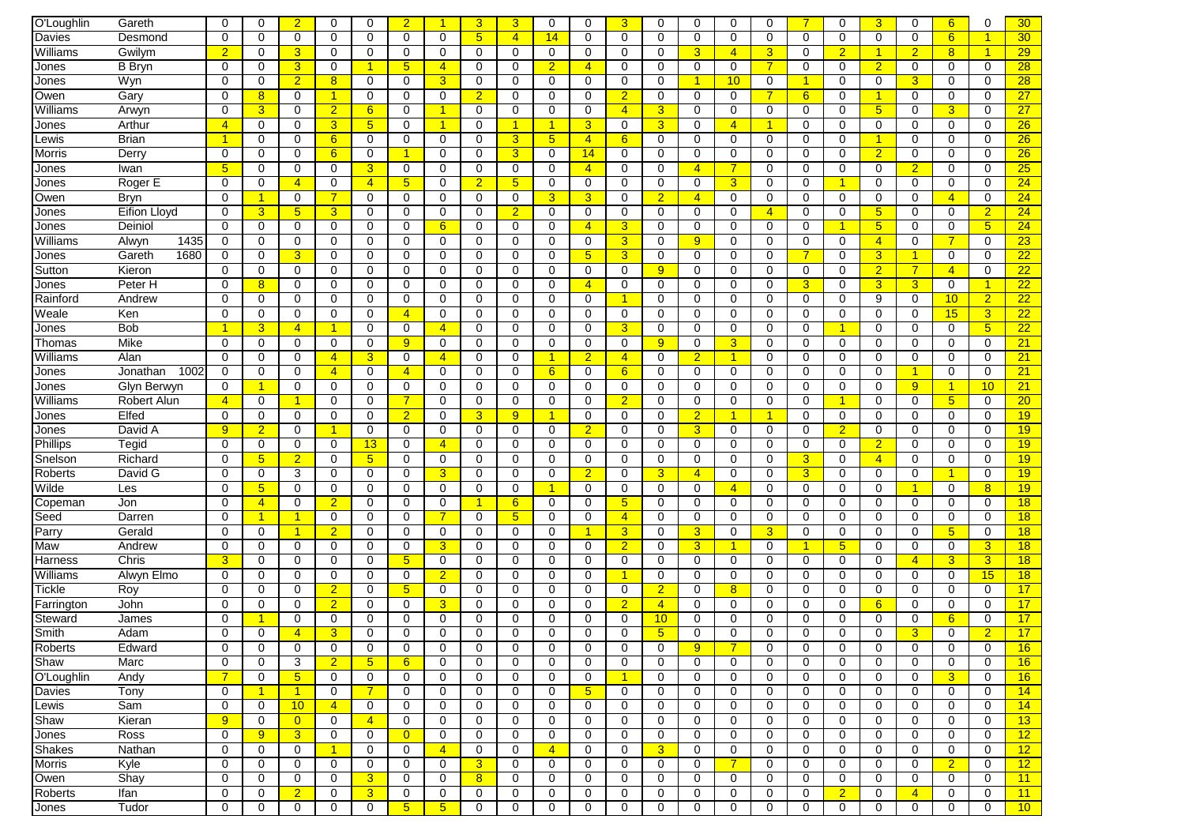| O'Loughlin | Gareth | 0 | 0 | 2 | 0 | 0 | 2 | 1 | 3 | 3 | 0 | 0 | 3 | 0 | 0 | 0 | 0 | 7 | 0 | 3 | 0 | 6 | 0 | 30 |
|---|---|---|---|---|---|---|---|---|---|---|---|---|---|---|---|---|---|---|---|---|---|---|---|---|
| Davies | Desmond | 0 | 0 | 0 | 0 | 0 | 0 | 0 | 5 | 4 | 14 | 0 | 0 | 0 | 0 | 0 | 0 | 0 | 0 | 0 | 0 | 6 | 1 | 30 |
| Williams | Gwilym | 2 | 0 | 3 | 0 | 0 | 0 | 0 | 0 | 0 | 0 | 0 | 0 | 0 | 3 | 4 | 3 | 0 | 2 | 1 | 2 | 8 | 1 | 29 |
| Jones | B Bryn | 0 | 0 | 3 | 0 | 1 | 5 | 4 | 0 | 0 | 2 | 4 | 0 | 0 | 0 | 0 | 7 | 0 | 0 | 2 | 0 | 0 | 0 | 28 |
| Jones | Wyn | 0 | 0 | 2 | 8 | 0 | 0 | 3 | 0 | 0 | 0 | 0 | 0 | 0 | 1 | 10 | 0 | 1 | 0 | 0 | 3 | 0 | 0 | 28 |
| Owen | Gary | 0 | 8 | 0 | 1 | 0 | 0 | 0 | 2 | 0 | 0 | 0 | 2 | 0 | 0 | 0 | 7 | 6 | 0 | 1 | 0 | 0 | 0 | 27 |
| Williams | Arwyn | 0 | 3 | 0 | 2 | 6 | 0 | 1 | 0 | 0 | 0 | 0 | 4 | 3 | 0 | 0 | 0 | 0 | 0 | 5 | 0 | 3 | 0 | 27 |
| Jones | Arthur | 4 | 0 | 0 | 3 | 5 | 0 | 1 | 0 | 1 | 1 | 3 | 0 | 3 | 0 | 4 | 1 | 0 | 0 | 0 | 0 | 0 | 0 | 26 |
| Lewis | Brian | 1 | 0 | 0 | 6 | 0 | 0 | 0 | 0 | 3 | 5 | 4 | 6 | 0 | 0 | 0 | 0 | 0 | 0 | 1 | 0 | 0 | 0 | 26 |
| Morris | Derry | 0 | 0 | 0 | 6 | 0 | 1 | 0 | 0 | 3 | 0 | 14 | 0 | 0 | 0 | 0 | 0 | 0 | 0 | 2 | 0 | 0 | 0 | 26 |
| Jones | Iwan | 5 | 0 | 0 | 0 | 3 | 0 | 0 | 0 | 0 | 0 | 4 | 0 | 0 | 4 | 7 | 0 | 0 | 0 | 0 | 2 | 0 | 0 | 25 |
| Jones | Roger E | 0 | 0 | 4 | 0 | 4 | 5 | 0 | 2 | 5 | 0 | 0 | 0 | 0 | 0 | 3 | 0 | 0 | 1 | 0 | 0 | 0 | 0 | 24 |
| Owen | Bryn | 0 | 1 | 0 | 7 | 0 | 0 | 0 | 0 | 0 | 3 | 3 | 0 | 2 | 4 | 0 | 0 | 0 | 0 | 0 | 0 | 4 | 0 | 24 |
| Jones | Eifion Lloyd | 0 | 3 | 5 | 3 | 0 | 0 | 0 | 0 | 2 | 0 | 0 | 0 | 0 | 0 | 0 | 4 | 0 | 0 | 5 | 0 | 0 | 2 | 24 |
| Jones | Deiniol | 0 | 0 | 0 | 0 | 0 | 0 | 6 | 0 | 0 | 0 | 4 | 3 | 0 | 0 | 0 | 0 | 0 | 1 | 5 | 0 | 0 | 5 | 24 |
| Williams | Alwyn 1435 | 0 | 0 | 0 | 0 | 0 | 0 | 0 | 0 | 0 | 0 | 0 | 3 | 0 | 9 | 0 | 0 | 0 | 0 | 4 | 0 | 7 | 0 | 23 |
| Jones | Gareth 1680 | 0 | 0 | 3 | 0 | 0 | 0 | 0 | 0 | 0 | 0 | 5 | 3 | 0 | 0 | 0 | 0 | 7 | 0 | 3 | 1 | 0 | 0 | 22 |
| Sutton | Kieron | 0 | 0 | 0 | 0 | 0 | 0 | 0 | 0 | 0 | 0 | 0 | 0 | 9 | 0 | 0 | 0 | 0 | 0 | 2 | 7 | 4 | 0 | 22 |
| Jones | Peter H | 0 | 8 | 0 | 0 | 0 | 0 | 0 | 0 | 0 | 0 | 4 | 0 | 0 | 0 | 0 | 0 | 3 | 0 | 3 | 3 | 0 | 1 | 22 |
| Rainford | Andrew | 0 | 0 | 0 | 0 | 0 | 0 | 0 | 0 | 0 | 0 | 0 | 1 | 0 | 0 | 0 | 0 | 0 | 0 | 9 | 0 | 10 | 2 | 22 |
| Weale | Ken | 0 | 0 | 0 | 0 | 0 | 4 | 0 | 0 | 0 | 0 | 0 | 0 | 0 | 0 | 0 | 0 | 0 | 0 | 0 | 0 | 15 | 3 | 22 |
| Jones | Bob | 1 | 3 | 4 | 1 | 0 | 0 | 4 | 0 | 0 | 0 | 0 | 3 | 0 | 0 | 0 | 0 | 0 | 1 | 0 | 0 | 0 | 5 | 22 |
| Thomas | Mike | 0 | 0 | 0 | 0 | 0 | 9 | 0 | 0 | 0 | 0 | 0 | 0 | 9 | 0 | 3 | 0 | 0 | 0 | 0 | 0 | 0 | 0 | 21 |
| Williams | Alan | 0 | 0 | 0 | 4 | 3 | 0 | 4 | 0 | 0 | 1 | 2 | 4 | 0 | 2 | 1 | 0 | 0 | 0 | 0 | 0 | 0 | 0 | 21 |
| Jones | Jonathan 1002 | 0 | 0 | 0 | 4 | 0 | 4 | 0 | 0 | 0 | 6 | 0 | 6 | 0 | 0 | 0 | 0 | 0 | 0 | 0 | 1 | 0 | 0 | 21 |
| Jones | Glyn Berwyn | 0 | 1 | 0 | 0 | 0 | 0 | 0 | 0 | 0 | 0 | 0 | 0 | 0 | 0 | 0 | 0 | 0 | 0 | 0 | 9 | 1 | 10 | 21 |
| Williams | Robert Alun | 4 | 0 | 1 | 0 | 0 | 7 | 0 | 0 | 0 | 0 | 0 | 2 | 0 | 0 | 0 | 0 | 0 | 1 | 0 | 0 | 5 | 0 | 20 |
| Jones | Elfed | 0 | 0 | 0 | 0 | 0 | 2 | 0 | 3 | 9 | 1 | 0 | 0 | 0 | 2 | 1 | 1 | 0 | 0 | 0 | 0 | 0 | 0 | 19 |
| Jones | David A | 9 | 2 | 0 | 1 | 0 | 0 | 0 | 0 | 0 | 0 | 2 | 0 | 0 | 3 | 0 | 0 | 0 | 2 | 0 | 0 | 0 | 0 | 19 |
| Phillips | Tegid | 0 | 0 | 0 | 0 | 13 | 0 | 4 | 0 | 0 | 0 | 0 | 0 | 0 | 0 | 0 | 0 | 0 | 0 | 2 | 0 | 0 | 0 | 19 |
| Snelson | Richard | 0 | 5 | 2 | 0 | 5 | 0 | 0 | 0 | 0 | 0 | 0 | 0 | 0 | 0 | 0 | 0 | 3 | 0 | 4 | 0 | 0 | 0 | 19 |
| Roberts | David G | 0 | 0 | 3 | 0 | 0 | 0 | 3 | 0 | 0 | 0 | 2 | 0 | 3 | 4 | 0 | 0 | 3 | 0 | 0 | 0 | 1 | 0 | 19 |
| Wilde | Les | 0 | 5 | 0 | 0 | 0 | 0 | 0 | 0 | 0 | 1 | 0 | 0 | 0 | 0 | 4 | 0 | 0 | 0 | 0 | 1 | 0 | 8 | 19 |
| Copeman | Jon | 0 | 4 | 0 | 2 | 0 | 0 | 0 | 1 | 6 | 0 | 0 | 5 | 0 | 0 | 0 | 0 | 0 | 0 | 0 | 0 | 0 | 0 | 18 |
| Seed | Darren | 0 | 1 | 1 | 0 | 0 | 0 | 7 | 0 | 5 | 0 | 0 | 4 | 0 | 0 | 0 | 0 | 0 | 0 | 0 | 0 | 0 | 0 | 18 |
| Parry | Gerald | 0 | 0 | 1 | 2 | 0 | 0 | 0 | 0 | 0 | 0 | 1 | 3 | 0 | 3 | 0 | 3 | 0 | 0 | 0 | 0 | 5 | 0 | 18 |
| Maw | Andrew | 0 | 0 | 0 | 0 | 0 | 0 | 3 | 0 | 0 | 0 | 0 | 2 | 0 | 3 | 1 | 0 | 1 | 5 | 0 | 0 | 0 | 3 | 18 |
| Harness | Chris | 3 | 0 | 0 | 0 | 0 | 5 | 0 | 0 | 0 | 0 | 0 | 0 | 0 | 0 | 0 | 0 | 0 | 0 | 0 | 4 | 3 | 3 | 18 |
| Williams | Alwyn Elmo | 0 | 0 | 0 | 0 | 0 | 0 | 2 | 0 | 0 | 0 | 0 | 1 | 0 | 0 | 0 | 0 | 0 | 0 | 0 | 0 | 0 | 15 | 18 |
| Tickle | Roy | 0 | 0 | 0 | 2 | 0 | 5 | 0 | 0 | 0 | 0 | 0 | 0 | 2 | 0 | 8 | 0 | 0 | 0 | 0 | 0 | 0 | 0 | 17 |
| Farrington | John | 0 | 0 | 0 | 2 | 0 | 0 | 3 | 0 | 0 | 0 | 0 | 2 | 4 | 0 | 0 | 0 | 0 | 0 | 6 | 0 | 0 | 0 | 17 |
| Steward | James | 0 | 1 | 0 | 0 | 0 | 0 | 0 | 0 | 0 | 0 | 0 | 0 | 10 | 0 | 0 | 0 | 0 | 0 | 0 | 0 | 6 | 0 | 17 |
| Smith | Adam | 0 | 0 | 4 | 3 | 0 | 0 | 0 | 0 | 0 | 0 | 0 | 0 | 5 | 0 | 0 | 0 | 0 | 0 | 0 | 3 | 0 | 2 | 17 |
| Roberts | Edward | 0 | 0 | 0 | 0 | 0 | 0 | 0 | 0 | 0 | 0 | 0 | 0 | 0 | 9 | 7 | 0 | 0 | 0 | 0 | 0 | 0 | 0 | 16 |
| Shaw | Marc | 0 | 0 | 3 | 2 | 5 | 6 | 0 | 0 | 0 | 0 | 0 | 0 | 0 | 0 | 0 | 0 | 0 | 0 | 0 | 0 | 0 | 0 | 16 |
| O'Loughlin | Andy | 7 | 0 | 5 | 0 | 0 | 0 | 0 | 0 | 0 | 0 | 0 | 1 | 0 | 0 | 0 | 0 | 0 | 0 | 0 | 0 | 3 | 0 | 16 |
| Davies | Tony | 0 | 1 | 1 | 0 | 7 | 0 | 0 | 0 | 0 | 0 | 5 | 0 | 0 | 0 | 0 | 0 | 0 | 0 | 0 | 0 | 0 | 0 | 14 |
| Lewis | Sam | 0 | 0 | 10 | 4 | 0 | 0 | 0 | 0 | 0 | 0 | 0 | 0 | 0 | 0 | 0 | 0 | 0 | 0 | 0 | 0 | 0 | 0 | 14 |
| Shaw | Kieran | 9 | 0 | 0 | 0 | 4 | 0 | 0 | 0 | 0 | 0 | 0 | 0 | 0 | 0 | 0 | 0 | 0 | 0 | 0 | 0 | 0 | 0 | 13 |
| Jones | Ross | 0 | 9 | 3 | 0 | 0 | 0 | 0 | 0 | 0 | 0 | 0 | 0 | 0 | 0 | 0 | 0 | 0 | 0 | 0 | 0 | 0 | 0 | 12 |
| Shakes | Nathan | 0 | 0 | 0 | 1 | 0 | 0 | 4 | 0 | 0 | 4 | 0 | 0 | 3 | 0 | 0 | 0 | 0 | 0 | 0 | 0 | 0 | 0 | 12 |
| Morris | Kyle | 0 | 0 | 0 | 0 | 0 | 0 | 0 | 3 | 0 | 0 | 0 | 0 | 0 | 0 | 7 | 0 | 0 | 0 | 0 | 0 | 2 | 0 | 12 |
| Owen | Shay | 0 | 0 | 0 | 0 | 3 | 0 | 0 | 8 | 0 | 0 | 0 | 0 | 0 | 0 | 0 | 0 | 0 | 0 | 0 | 0 | 0 | 0 | 11 |
| Roberts | Ifan | 0 | 0 | 2 | 0 | 3 | 0 | 0 | 0 | 0 | 0 | 0 | 0 | 0 | 0 | 0 | 0 | 0 | 2 | 0 | 4 | 0 | 0 | 11 |
| Jones | Tudor | 0 | 0 | 0 | 0 | 0 | 5 | 5 | 0 | 0 | 0 | 0 | 0 | 0 | 0 | 0 | 0 | 0 | 0 | 0 | 0 | 0 | 0 | 10 |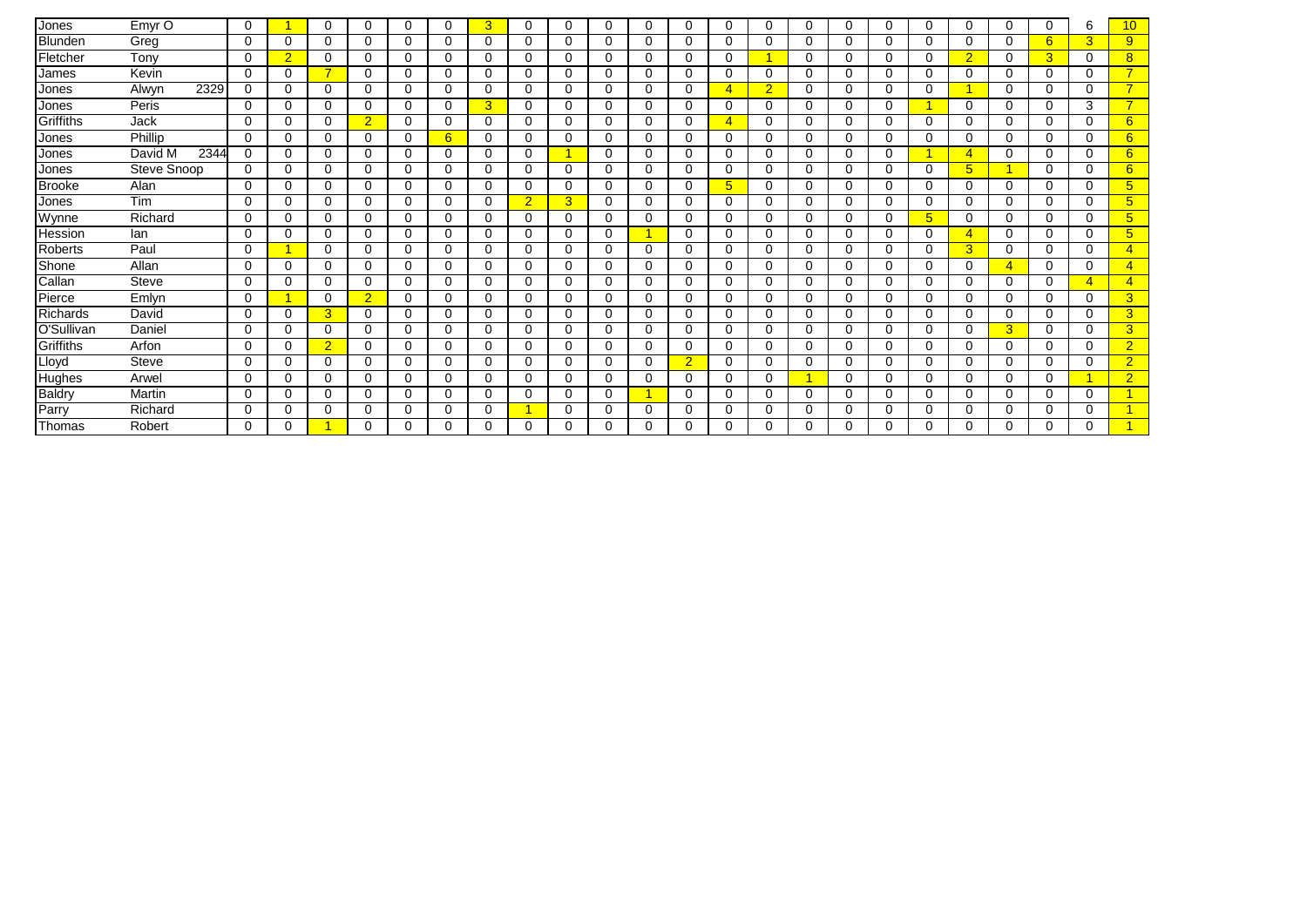| | | | | | | | | | | | | | | | | | | | | | | | | | |
|---|---|---|---|---|---|---|---|---|---|---|---|---|---|---|---|---|---|---|---|---|---|---|---|---|---|
| Jones | Emyr O | 0 | 1 | 0 | 0 | 0 | 0 | 3 | 0 | 0 | 0 | 0 | 0 | 0 | 0 | 0 | 0 | 0 | 0 | 0 | 0 | 0 | 6 | 10 |
| Blunden | Greg | 0 | 0 | 0 | 0 | 0 | 0 | 0 | 0 | 0 | 0 | 0 | 0 | 0 | 0 | 0 | 0 | 0 | 0 | 0 | 0 | 6 | 3 | 9 |
| Fletcher | Tony | 0 | 2 | 0 | 0 | 0 | 0 | 0 | 0 | 0 | 0 | 0 | 0 | 0 | 1 | 0 | 0 | 0 | 0 | 2 | 0 | 3 | 0 | 8 |
| James | Kevin | 0 | 0 | 7 | 0 | 0 | 0 | 0 | 0 | 0 | 0 | 0 | 0 | 0 | 0 | 0 | 0 | 0 | 0 | 0 | 0 | 0 | 0 | 7 |
| Jones | Alwyn 2329 | 0 | 0 | 0 | 0 | 0 | 0 | 0 | 0 | 0 | 0 | 0 | 0 | 4 | 2 | 0 | 0 | 0 | 0 | 1 | 0 | 0 | 0 | 7 |
| Jones | Peris | 0 | 0 | 0 | 0 | 0 | 0 | 3 | 0 | 0 | 0 | 0 | 0 | 0 | 0 | 0 | 0 | 0 | 1 | 0 | 0 | 0 | 3 | 7 |
| Griffiths | Jack | 0 | 0 | 0 | 2 | 0 | 0 | 0 | 0 | 0 | 0 | 0 | 0 | 4 | 0 | 0 | 0 | 0 | 0 | 0 | 0 | 0 | 0 | 6 |
| Jones | Phillip | 0 | 0 | 0 | 0 | 0 | 6 | 0 | 0 | 0 | 0 | 0 | 0 | 0 | 0 | 0 | 0 | 0 | 0 | 0 | 0 | 0 | 0 | 6 |
| Jones | David M 2344 | 0 | 0 | 0 | 0 | 0 | 0 | 0 | 0 | 1 | 0 | 0 | 0 | 0 | 0 | 0 | 0 | 0 | 1 | 4 | 0 | 0 | 0 | 6 |
| Jones | Steve Snoop | 0 | 0 | 0 | 0 | 0 | 0 | 0 | 0 | 0 | 0 | 0 | 0 | 0 | 0 | 0 | 0 | 0 | 0 | 5 | 1 | 0 | 0 | 6 |
| Brooke | Alan | 0 | 0 | 0 | 0 | 0 | 0 | 0 | 0 | 0 | 0 | 0 | 0 | 5 | 0 | 0 | 0 | 0 | 0 | 0 | 0 | 0 | 0 | 5 |
| Jones | Tim | 0 | 0 | 0 | 0 | 0 | 0 | 0 | 2 | 3 | 0 | 0 | 0 | 0 | 0 | 0 | 0 | 0 | 0 | 0 | 0 | 0 | 0 | 5 |
| Wynne | Richard | 0 | 0 | 0 | 0 | 0 | 0 | 0 | 0 | 0 | 0 | 0 | 0 | 0 | 0 | 0 | 0 | 0 | 5 | 0 | 0 | 0 | 0 | 5 |
| Hession | Ian | 0 | 0 | 0 | 0 | 0 | 0 | 0 | 0 | 0 | 0 | 1 | 0 | 0 | 0 | 0 | 0 | 0 | 0 | 4 | 0 | 0 | 0 | 5 |
| Roberts | Paul | 0 | 1 | 0 | 0 | 0 | 0 | 0 | 0 | 0 | 0 | 0 | 0 | 0 | 0 | 0 | 0 | 0 | 0 | 3 | 0 | 0 | 0 | 4 |
| Shone | Allan | 0 | 0 | 0 | 0 | 0 | 0 | 0 | 0 | 0 | 0 | 0 | 0 | 0 | 0 | 0 | 0 | 0 | 0 | 0 | 4 | 0 | 0 | 4 |
| Callan | Steve | 0 | 0 | 0 | 0 | 0 | 0 | 0 | 0 | 0 | 0 | 0 | 0 | 0 | 0 | 0 | 0 | 0 | 0 | 0 | 0 | 0 | 4 | 4 |
| Pierce | Emlyn | 0 | 1 | 0 | 2 | 0 | 0 | 0 | 0 | 0 | 0 | 0 | 0 | 0 | 0 | 0 | 0 | 0 | 0 | 0 | 0 | 0 | 0 | 3 |
| Richards | David | 0 | 0 | 3 | 0 | 0 | 0 | 0 | 0 | 0 | 0 | 0 | 0 | 0 | 0 | 0 | 0 | 0 | 0 | 0 | 0 | 0 | 0 | 3 |
| O'Sullivan | Daniel | 0 | 0 | 0 | 0 | 0 | 0 | 0 | 0 | 0 | 0 | 0 | 0 | 0 | 0 | 0 | 0 | 0 | 0 | 0 | 3 | 0 | 0 | 3 |
| Griffiths | Arfon | 0 | 0 | 2 | 0 | 0 | 0 | 0 | 0 | 0 | 0 | 0 | 0 | 0 | 0 | 0 | 0 | 0 | 0 | 0 | 0 | 0 | 0 | 2 |
| Lloyd | Steve | 0 | 0 | 0 | 0 | 0 | 0 | 0 | 0 | 0 | 0 | 0 | 2 | 0 | 0 | 0 | 0 | 0 | 0 | 0 | 0 | 0 | 0 | 2 |
| Hughes | Arwel | 0 | 0 | 0 | 0 | 0 | 0 | 0 | 0 | 0 | 0 | 0 | 0 | 0 | 0 | 1 | 0 | 0 | 0 | 0 | 0 | 0 | 1 | 2 |
| Baldry | Martin | 0 | 0 | 0 | 0 | 0 | 0 | 0 | 0 | 0 | 0 | 1 | 0 | 0 | 0 | 0 | 0 | 0 | 0 | 0 | 0 | 0 | 0 | 1 |
| Parry | Richard | 0 | 0 | 0 | 0 | 0 | 0 | 0 | 1 | 0 | 0 | 0 | 0 | 0 | 0 | 0 | 0 | 0 | 0 | 0 | 0 | 0 | 0 | 1 |
| Thomas | Robert | 0 | 0 | 1 | 0 | 0 | 0 | 0 | 0 | 0 | 0 | 0 | 0 | 0 | 0 | 0 | 0 | 0 | 0 | 0 | 0 | 0 | 0 | 1 |